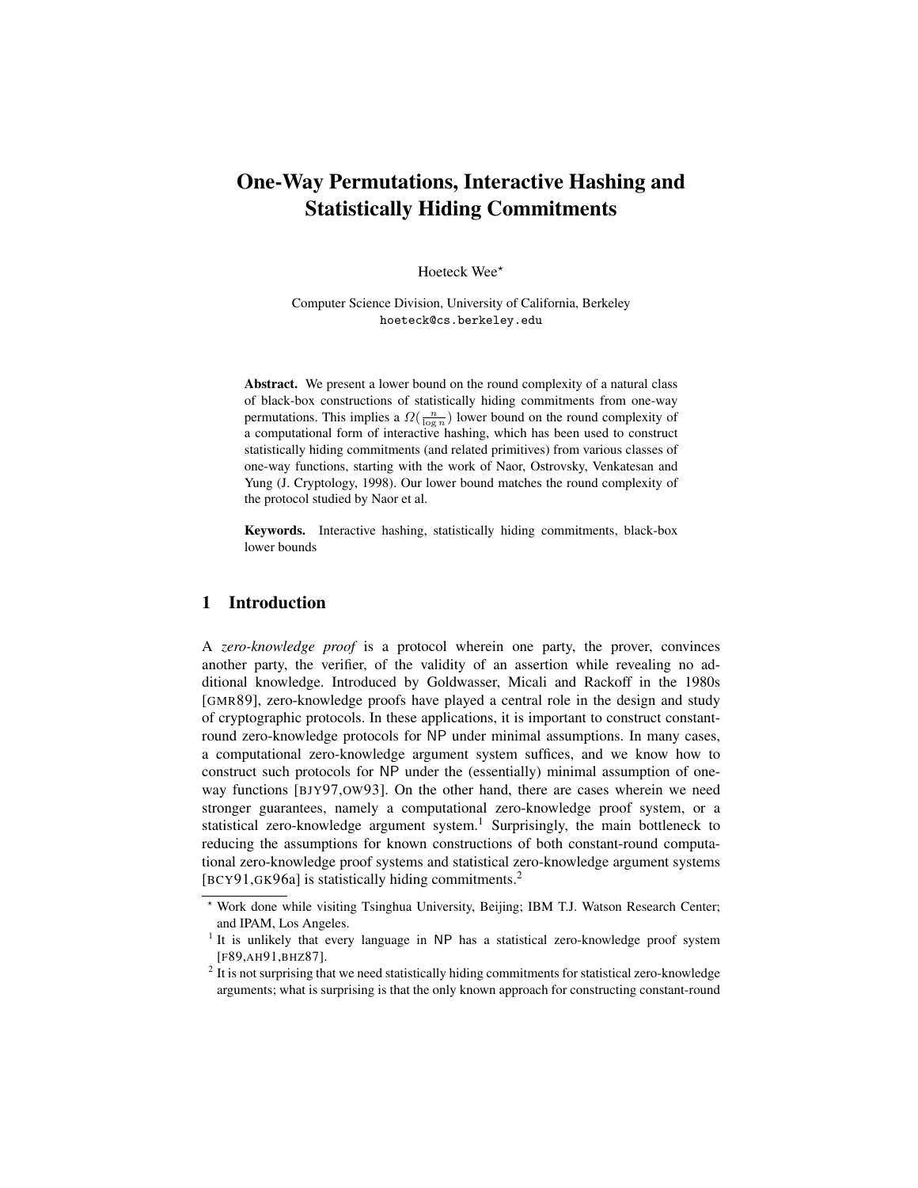# One-Way Permutations, Interactive Hashing and Statistically Hiding Commitments

Hoeteck Wee*

Computer Science Division, University of California, Berkeley
hoeteck@cs.berkeley.edu

**Abstract.** We present a lower bound on the round complexity of a natural class of black-box constructions of statistically hiding commitments from one-way permutations. This implies a $\Omega(\frac{n}{\log n})$ lower bound on the round complexity of a computational form of interactive hashing, which has been used to construct statistically hiding commitments (and related primitives) from various classes of one-way functions, starting with the work of Naor, Ostrovsky, Venkatesan and Yung (J. Cryptology, 1998). Our lower bound matches the round complexity of the protocol studied by Naor et al.

**Keywords.** Interactive hashing, statistically hiding commitments, black-box lower bounds

## 1 Introduction

A *zero-knowledge proof* is a protocol wherein one party, the prover, convinces another party, the verifier, of the validity of an assertion while revealing no additional knowledge. Introduced by Goldwasser, Micali and Rackoff in the 1980s [GMR89], zero-knowledge proofs have played a central role in the design and study of cryptographic protocols. In these applications, it is important to construct constant-round zero-knowledge protocols for NP under minimal assumptions. In many cases, a computational zero-knowledge argument system suffices, and we know how to construct such protocols for NP under the (essentially) minimal assumption of one-way functions [BJY97,OW93]. On the other hand, there are cases wherein we need stronger guarantees, namely a computational zero-knowledge proof system, or a statistical zero-knowledge argument system.[1] Surprisingly, the main bottleneck to reducing the assumptions for known constructions of both constant-round computational zero-knowledge proof systems and statistical zero-knowledge argument systems [BCY91,GK96a] is statistically hiding commitments.[2]

---

* Work done while visiting Tsinghua University, Beijing; IBM T.J. Watson Research Center; and IPAM, Los Angeles.

[1] It is unlikely that every language in NP has a statistical zero-knowledge proof system [F89,AH91,BHZ87].

[2] It is not surprising that we need statistically hiding commitments for statistical zero-knowledge arguments; what is surprising is that the only known approach for constructing constant-round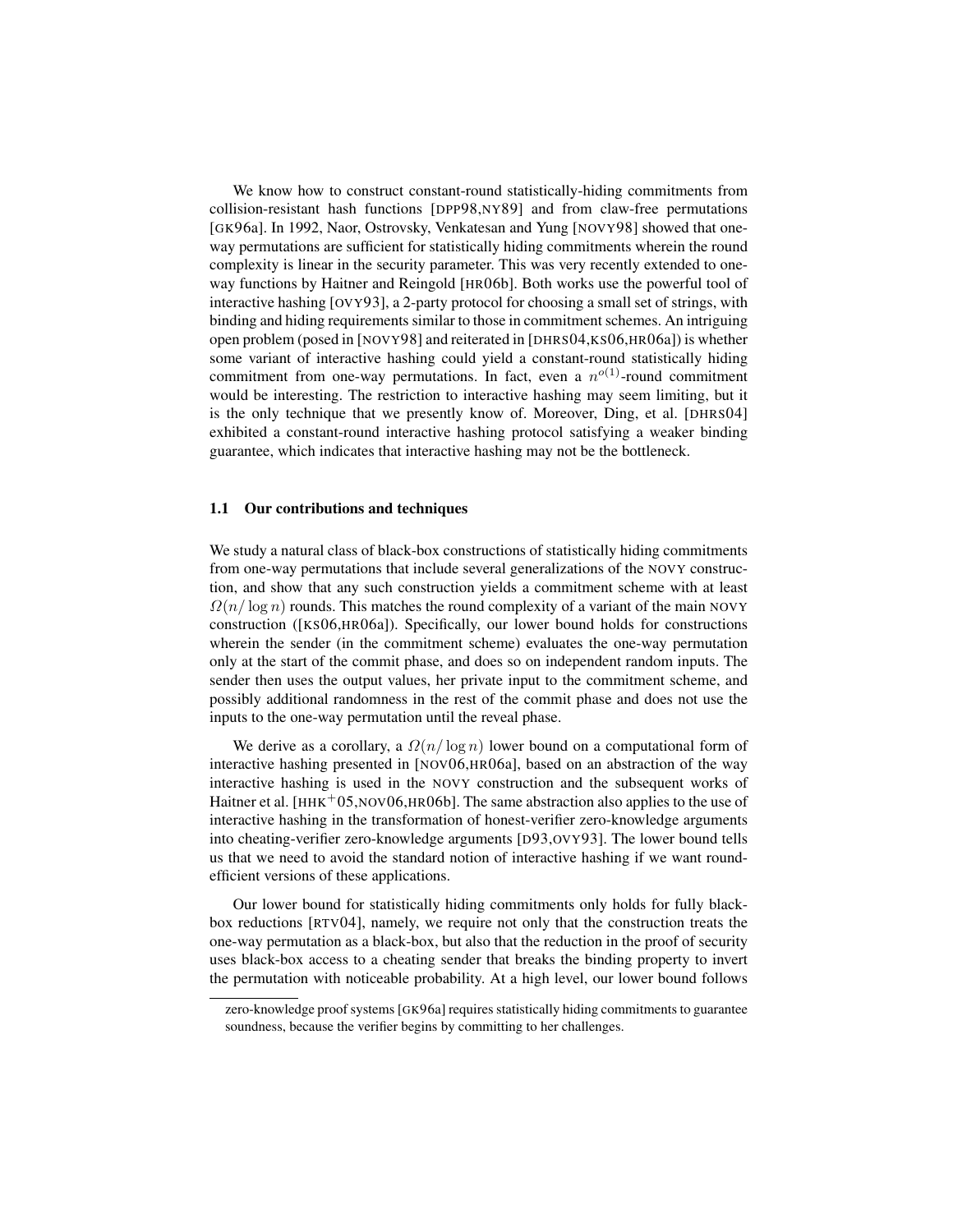We know how to construct constant-round statistically-hiding commitments from collision-resistant hash functions [DPP98,NY89] and from claw-free permutations [GK96a]. In 1992, Naor, Ostrovsky, Venkatesan and Yung [NOVY98] showed that one-way permutations are sufficient for statistically hiding commitments wherein the round complexity is linear in the security parameter. This was very recently extended to one-way functions by Haitner and Reingold [HR06b]. Both works use the powerful tool of interactive hashing [OVY93], a 2-party protocol for choosing a small set of strings, with binding and hiding requirements similar to those in commitment schemes. An intriguing open problem (posed in [NOVY98] and reiterated in [DHRS04,KS06,HR06a]) is whether some variant of interactive hashing could yield a constant-round statistically hiding commitment from one-way permutations. In fact, even a $n^{o(1)}$-round commitment would be interesting. The restriction to interactive hashing may seem limiting, but it is the only technique that we presently know of. Moreover, Ding, et al. [DHRS04] exhibited a constant-round interactive hashing protocol satisfying a weaker binding guarantee, which indicates that interactive hashing may not be the bottleneck.

### 1.1 Our contributions and techniques

We study a natural class of black-box constructions of statistically hiding commitments from one-way permutations that include several generalizations of the NOVY construction, and show that any such construction yields a commitment scheme with at least $\Omega(n/\log n)$ rounds. This matches the round complexity of a variant of the main NOVY construction ([KS06,HR06a]). Specifically, our lower bound holds for constructions wherein the sender (in the commitment scheme) evaluates the one-way permutation only at the start of the commit phase, and does so on independent random inputs. The sender then uses the output values, her private input to the commitment scheme, and possibly additional randomness in the rest of the commit phase and does not use the inputs to the one-way permutation until the reveal phase.

We derive as a corollary, a $\Omega(n/\log n)$ lower bound on a computational form of interactive hashing presented in [NOV06,HR06a], based on an abstraction of the way interactive hashing is used in the NOVY construction and the subsequent works of Haitner et al. [HHK+05,NOV06,HR06b]. The same abstraction also applies to the use of interactive hashing in the transformation of honest-verifier zero-knowledge arguments into cheating-verifier zero-knowledge arguments [D93,OVY93]. The lower bound tells us that we need to avoid the standard notion of interactive hashing if we want round-efficient versions of these applications.

Our lower bound for statistically hiding commitments only holds for fully black-box reductions [RTV04], namely, we require not only that the construction treats the one-way permutation as a black-box, but also that the reduction in the proof of security uses black-box access to a cheating sender that breaks the binding property to invert the permutation with noticeable probability. At a high level, our lower bound follows

zero-knowledge proof systems [GK96a] requires statistically hiding commitments to guarantee soundness, because the verifier begins by committing to her challenges.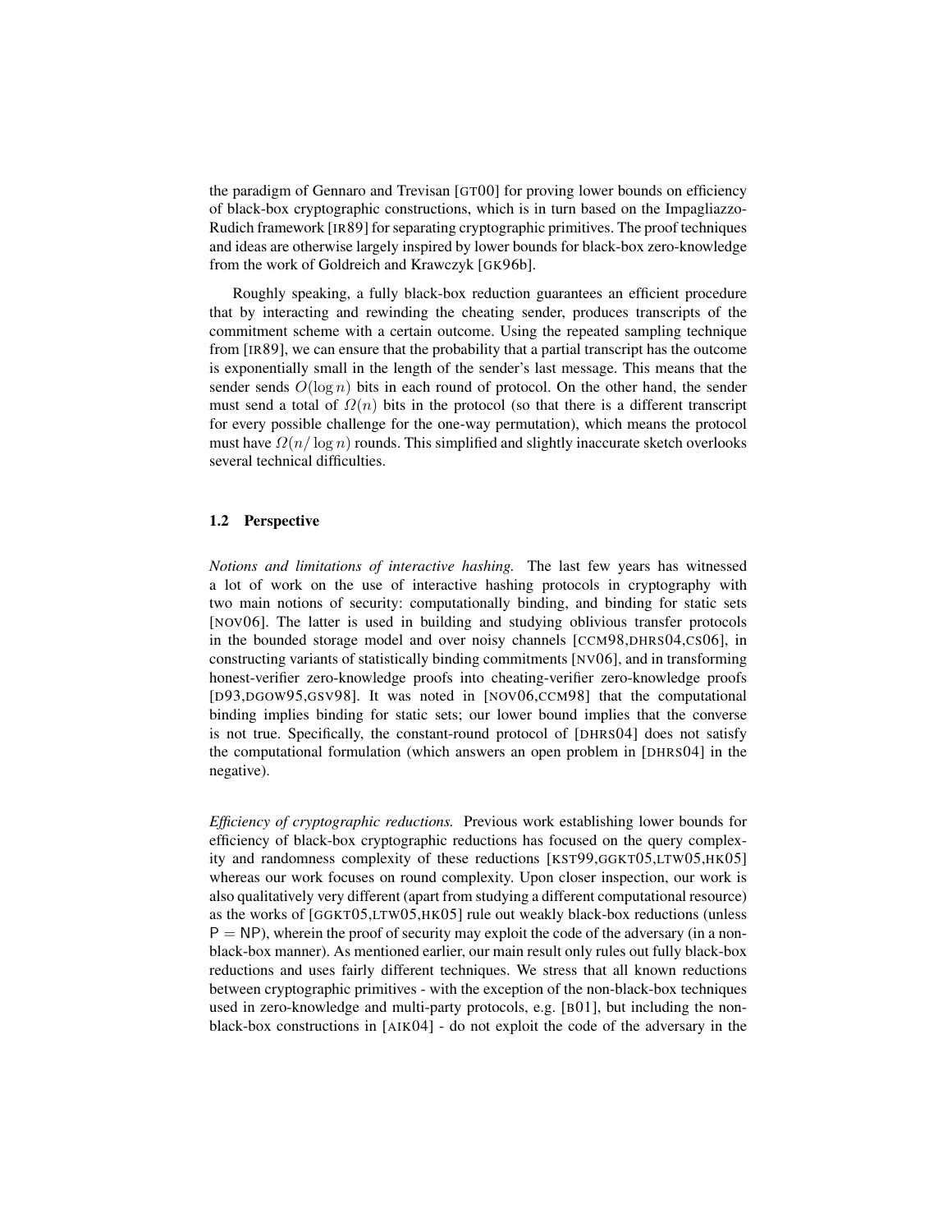the paradigm of Gennaro and Trevisan [GT00] for proving lower bounds on efficiency of black-box cryptographic constructions, which is in turn based on the Impagliazzo-Rudich framework [IR89] for separating cryptographic primitives. The proof techniques and ideas are otherwise largely inspired by lower bounds for black-box zero-knowledge from the work of Goldreich and Krawczyk [GK96b].

Roughly speaking, a fully black-box reduction guarantees an efficient procedure that by interacting and rewinding the cheating sender, produces transcripts of the commitment scheme with a certain outcome. Using the repeated sampling technique from [IR89], we can ensure that the probability that a partial transcript has the outcome is exponentially small in the length of the sender's last message. This means that the sender sends $O(\log n)$ bits in each round of protocol. On the other hand, the sender must send a total of $\Omega(n)$ bits in the protocol (so that there is a different transcript for every possible challenge for the one-way permutation), which means the protocol must have $\Omega(n/\log n)$ rounds. This simplified and slightly inaccurate sketch overlooks several technical difficulties.

### 1.2 Perspective

*Notions and limitations of interactive hashing.* The last few years has witnessed a lot of work on the use of interactive hashing protocols in cryptography with two main notions of security: computationally binding, and binding for static sets [NOV06]. The latter is used in building and studying oblivious transfer protocols in the bounded storage model and over noisy channels [CCM98,DHRS04,CS06], in constructing variants of statistically binding commitments [NV06], and in transforming honest-verifier zero-knowledge proofs into cheating-verifier zero-knowledge proofs [D93,DGOW95,GSV98]. It was noted in [NOV06,CCM98] that the computational binding implies binding for static sets; our lower bound implies that the converse is not true. Specifically, the constant-round protocol of [DHRS04] does not satisfy the computational formulation (which answers an open problem in [DHRS04] in the negative).

*Efficiency of cryptographic reductions.* Previous work establishing lower bounds for efficiency of black-box cryptographic reductions has focused on the query complexity and randomness complexity of these reductions [KST99,GGKT05,LTW05,HK05] whereas our work focuses on round complexity. Upon closer inspection, our work is also qualitatively very different (apart from studying a different computational resource) as the works of [GGKT05,LTW05,HK05] rule out weakly black-box reductions (unless $\mathsf{P} = \mathsf{NP}$), wherein the proof of security may exploit the code of the adversary (in a non-black-box manner). As mentioned earlier, our main result only rules out fully black-box reductions and uses fairly different techniques. We stress that all known reductions between cryptographic primitives - with the exception of the non-black-box techniques used in zero-knowledge and multi-party protocols, e.g. [B01], but including the non-black-box constructions in [AIK04] - do not exploit the code of the adversary in the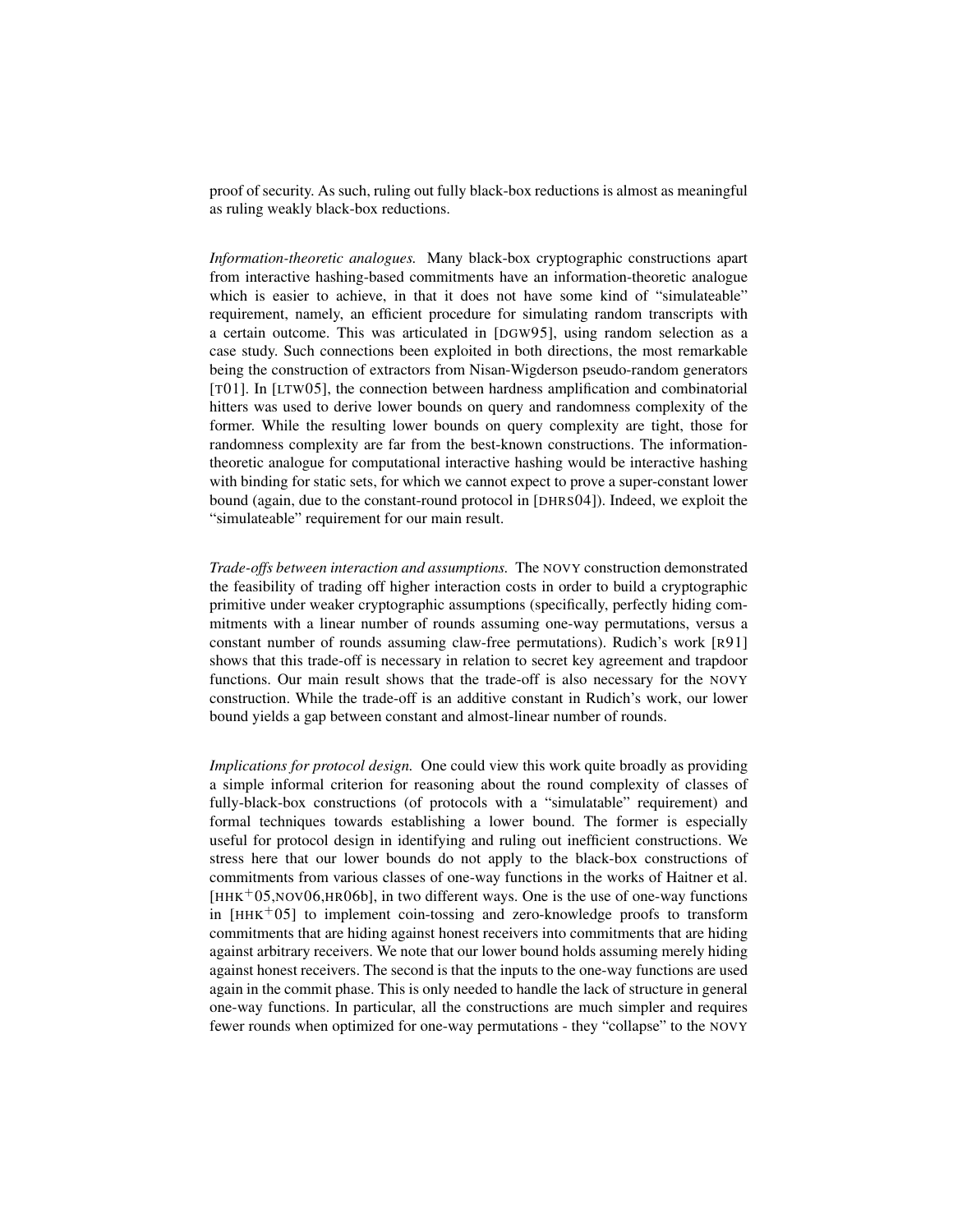proof of security. As such, ruling out fully black-box reductions is almost as meaningful as ruling weakly black-box reductions.

*Information-theoretic analogues.* Many black-box cryptographic constructions apart from interactive hashing-based commitments have an information-theoretic analogue which is easier to achieve, in that it does not have some kind of "simulateable" requirement, namely, an efficient procedure for simulating random transcripts with a certain outcome. This was articulated in [DGW95], using random selection as a case study. Such connections been exploited in both directions, the most remarkable being the construction of extractors from Nisan-Wigderson pseudo-random generators [T01]. In [LTW05], the connection between hardness amplification and combinatorial hitters was used to derive lower bounds on query and randomness complexity of the former. While the resulting lower bounds on query complexity are tight, those for randomness complexity are far from the best-known constructions. The information-theoretic analogue for computational interactive hashing would be interactive hashing with binding for static sets, for which we cannot expect to prove a super-constant lower bound (again, due to the constant-round protocol in [DHRS04]). Indeed, we exploit the "simulateable" requirement for our main result.

*Trade-offs between interaction and assumptions.* The NOVY construction demonstrated the feasibility of trading off higher interaction costs in order to build a cryptographic primitive under weaker cryptographic assumptions (specifically, perfectly hiding commitments with a linear number of rounds assuming one-way permutations, versus a constant number of rounds assuming claw-free permutations). Rudich's work [R91] shows that this trade-off is necessary in relation to secret key agreement and trapdoor functions. Our main result shows that the trade-off is also necessary for the NOVY construction. While the trade-off is an additive constant in Rudich's work, our lower bound yields a gap between constant and almost-linear number of rounds.

*Implications for protocol design.* One could view this work quite broadly as providing a simple informal criterion for reasoning about the round complexity of classes of fully-black-box constructions (of protocols with a "simulatable" requirement) and formal techniques towards establishing a lower bound. The former is especially useful for protocol design in identifying and ruling out inefficient constructions. We stress here that our lower bounds do not apply to the black-box constructions of commitments from various classes of one-way functions in the works of Haitner et al. [HHK+05,NOV06,HR06b], in two different ways. One is the use of one-way functions in [HHK+05] to implement coin-tossing and zero-knowledge proofs to transform commitments that are hiding against honest receivers into commitments that are hiding against arbitrary receivers. We note that our lower bound holds assuming merely hiding against honest receivers. The second is that the inputs to the one-way functions are used again in the commit phase. This is only needed to handle the lack of structure in general one-way functions. In particular, all the constructions are much simpler and requires fewer rounds when optimized for one-way permutations - they "collapse" to the NOVY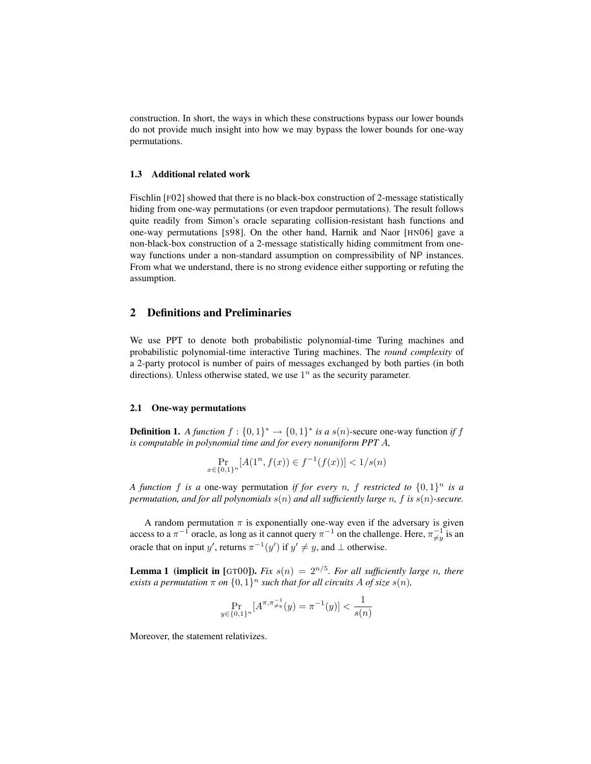construction. In short, the ways in which these constructions bypass our lower bounds do not provide much insight into how we may bypass the lower bounds for one-way permutations.

### 1.3 Additional related work

Fischlin [F02] showed that there is no black-box construction of 2-message statistically hiding from one-way permutations (or even trapdoor permutations). The result follows quite readily from Simon's oracle separating collision-resistant hash functions and one-way permutations [S98]. On the other hand, Harnik and Naor [HN06] gave a non-black-box construction of a 2-message statistically hiding commitment from one-way functions under a non-standard assumption on compressibility of NP instances. From what we understand, there is no strong evidence either supporting or refuting the assumption.

## 2 Definitions and Preliminaries

We use PPT to denote both probabilistic polynomial-time Turing machines and probabilistic polynomial-time interactive Turing machines. The *round complexity* of a 2-party protocol is number of pairs of messages exchanged by both parties (in both directions). Unless otherwise stated, we use $1^n$ as the security parameter.

### 2.1 One-way permutations

**Definition 1.** *A function $f : \{0,1\}^* \to \{0,1\}^*$ is a $s(n)$-secure one-way function if $f$ is computable in polynomial time and for every nonuniform PPT $A$,*

$$\Pr_{x \in \{0,1\}^n}[A(1^n, f(x)) \in f^{-1}(f(x))] < 1/s(n)$$

*A function $f$ is a one-way permutation if for every $n$, $f$ restricted to $\{0,1\}^n$ is a permutation, and for all polynomials $s(n)$ and all sufficiently large $n$, $f$ is $s(n)$-secure.*

A random permutation $\pi$ is exponentially one-way even if the adversary is given access to a $\pi^{-1}$ oracle, as long as it cannot query $\pi^{-1}$ on the challenge. Here, $\pi^{-1}_{\neq y}$ is an oracle that on input $y'$, returns $\pi^{-1}(y')$ if $y' \neq y$, and $\perp$ otherwise.

**Lemma 1 (implicit in [GT00]).** *Fix $s(n) = 2^{n/5}$. For all sufficiently large $n$, there exists a permutation $\pi$ on $\{0,1\}^n$ such that for all circuits $A$ of size $s(n)$,*

$$\Pr_{y \in \{0,1\}^n}[A^{\pi, \pi^{-1}_{\neq y}}(y) = \pi^{-1}(y)] < \frac{1}{s(n)}$$

Moreover, the statement relativizes.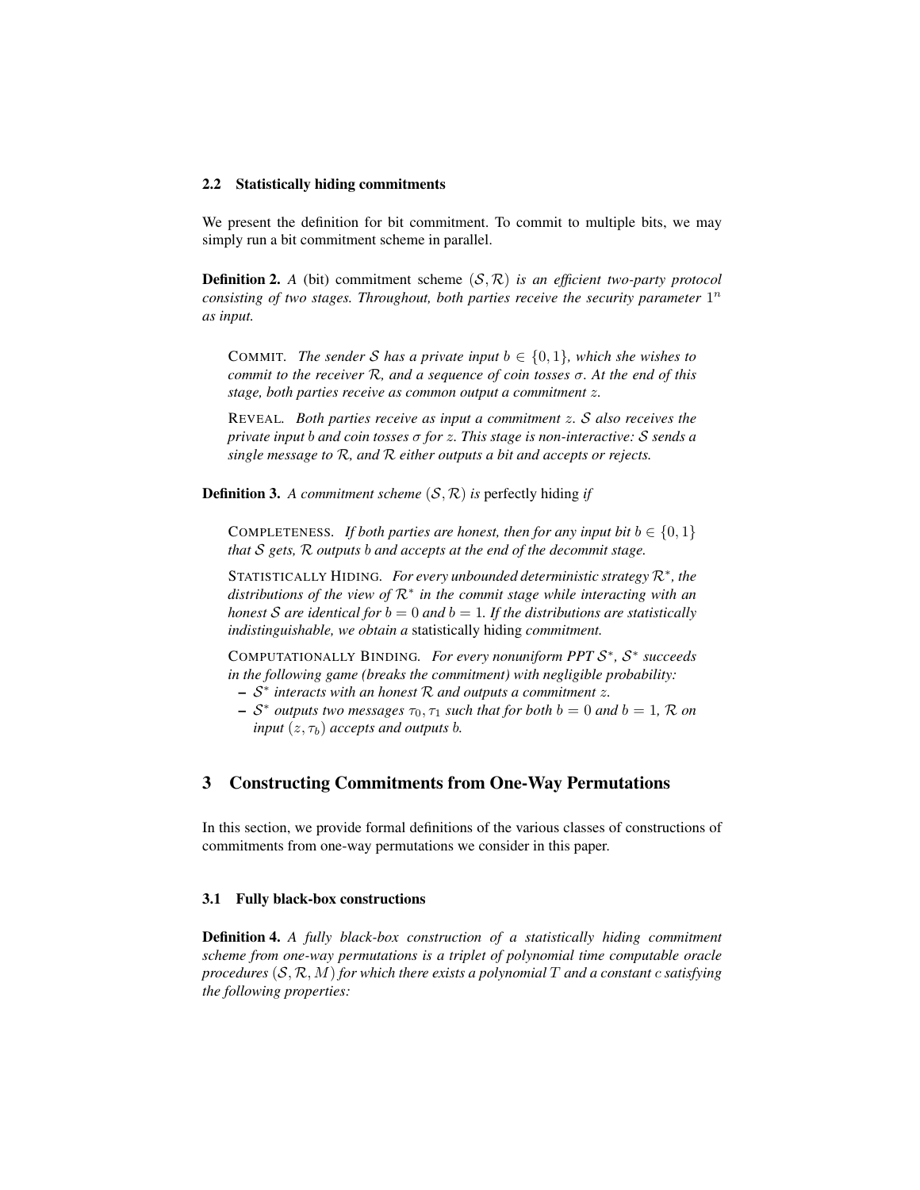### 2.2 Statistically hiding commitments

We present the definition for bit commitment. To commit to multiple bits, we may simply run a bit commitment scheme in parallel.

**Definition 2.** *A* (bit) commitment scheme $(\mathcal{S}, \mathcal{R})$ *is an efficient two-party protocol consisting of two stages. Throughout, both parties receive the security parameter* $1^n$ *as input.*

> COMMIT. *The sender* $\mathcal{S}$ *has a private input* $b \in \{0, 1\}$*, which she wishes to commit to the receiver* $\mathcal{R}$*, and a sequence of coin tosses* $\sigma$*. At the end of this stage, both parties receive as common output a commitment* $z$*.*
>
> REVEAL. *Both parties receive as input a commitment* $z$*.* $\mathcal{S}$ *also receives the private input* $b$ *and coin tosses* $\sigma$ *for* $z$*. This stage is non-interactive:* $\mathcal{S}$ *sends a single message to* $\mathcal{R}$*, and* $\mathcal{R}$ *either outputs a bit and accepts or rejects.*

**Definition 3.** *A commitment scheme* $(\mathcal{S}, \mathcal{R})$ *is* perfectly hiding *if*

> COMPLETENESS. *If both parties are honest, then for any input bit* $b \in \{0, 1\}$ *that* $\mathcal{S}$ *gets,* $\mathcal{R}$ *outputs* $b$ *and accepts at the end of the decommit stage.*
>
> STATISTICALLY HIDING. *For every unbounded deterministic strategy* $\mathcal{R}^*$*, the distributions of the view of* $\mathcal{R}^*$ *in the commit stage while interacting with an honest* $\mathcal{S}$ *are identical for* $b = 0$ *and* $b = 1$*. If the distributions are statistically indistinguishable, we obtain a* statistically hiding *commitment.*
>
> COMPUTATIONALLY BINDING. *For every nonuniform PPT* $\mathcal{S}^*$*,* $\mathcal{S}^*$ *succeeds in the following game (breaks the commitment) with negligible probability:*
> - $\mathcal{S}^*$ *interacts with an honest* $\mathcal{R}$ *and outputs a commitment* $z$*.*
> - $\mathcal{S}^*$ *outputs two messages* $\tau_0, \tau_1$ *such that for both* $b = 0$ *and* $b = 1$*,* $\mathcal{R}$ *on input* $(z, \tau_b)$ *accepts and outputs* $b$*.*

## 3 Constructing Commitments from One-Way Permutations

In this section, we provide formal definitions of the various classes of constructions of commitments from one-way permutations we consider in this paper.

### 3.1 Fully black-box constructions

**Definition 4.** *A fully black-box construction of a statistically hiding commitment scheme from one-way permutations is a triplet of polynomial time computable oracle procedures* $(\mathcal{S}, \mathcal{R}, M)$ *for which there exists a polynomial* $T$ *and a constant* $c$ *satisfying the following properties:*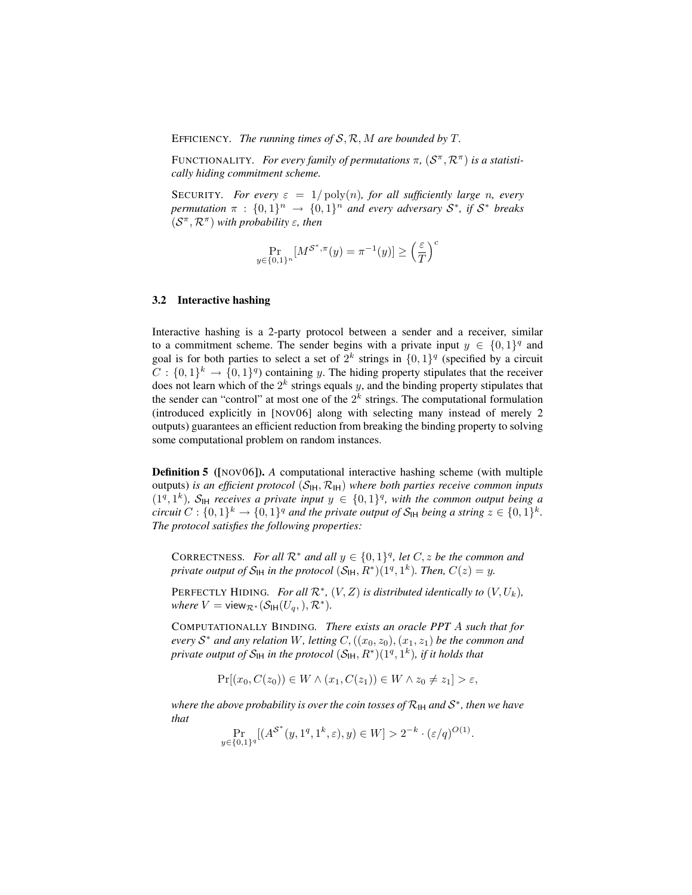EFFICIENCY. *The running times of $\mathcal{S}, \mathcal{R}, M$ are bounded by $T$.*

FUNCTIONALITY. *For every family of permutations $\pi$, $(\mathcal{S}^\pi, \mathcal{R}^\pi)$ is a statistically hiding commitment scheme.*

SECURITY. *For every $\varepsilon = 1/\operatorname{poly}(n)$, for all sufficiently large $n$, every permutation $\pi : \{0,1\}^n \to \{0,1\}^n$ and every adversary $\mathcal{S}^*$, if $\mathcal{S}^*$ breaks $(\mathcal{S}^\pi, \mathcal{R}^\pi)$ with probability $\varepsilon$, then*

$$\Pr_{y \in \{0,1\}^n}[M^{\mathcal{S}^*,\pi}(y) = \pi^{-1}(y)] \geq \left(\frac{\varepsilon}{T}\right)^c$$

### 3.2 Interactive hashing

Interactive hashing is a 2-party protocol between a sender and a receiver, similar to a commitment scheme. The sender begins with a private input $y \in \{0,1\}^q$ and goal is for both parties to select a set of $2^k$ strings in $\{0,1\}^q$ (specified by a circuit $C : \{0,1\}^k \to \{0,1\}^q$) containing $y$. The hiding property stipulates that the receiver does not learn which of the $2^k$ strings equals $y$, and the binding property stipulates that the sender can "control" at most one of the $2^k$ strings. The computational formulation (introduced explicitly in [NOV06] along with selecting many instead of merely 2 outputs) guarantees an efficient reduction from breaking the binding property to solving some computational problem on random instances.

**Definition 5 ([NOV06]).** *A* computational interactive hashing scheme (with multiple outputs) *is an efficient protocol $(\mathcal{S}_{\mathsf{IH}}, \mathcal{R}_{\mathsf{IH}})$ where both parties receive common inputs $(1^q, 1^k)$, $\mathcal{S}_{\mathsf{IH}}$ receives a private input $y \in \{0,1\}^q$, with the common output being a circuit $C : \{0,1\}^k \to \{0,1\}^q$ and the private output of $\mathcal{S}_{\mathsf{IH}}$ being a string $z \in \{0,1\}^k$. The protocol satisfies the following properties:*

CORRECTNESS. *For all $\mathcal{R}^*$ and all $y \in \{0,1\}^q$, let $C, z$ be the common and private output of $\mathcal{S}_{\mathsf{IH}}$ in the protocol $(\mathcal{S}_{\mathsf{IH}}, R^*)(1^q, 1^k)$. Then, $C(z) = y$.*

PERFECTLY HIDING. *For all $\mathcal{R}^*$, $(V, Z)$ is distributed identically to $(V, U_k)$, where $V = \mathsf{view}_{\mathcal{R}^*}(\mathcal{S}_{\mathsf{IH}}(U_q,), \mathcal{R}^*)$.*

COMPUTATIONALLY BINDING. *There exists an oracle PPT $A$ such that for every $\mathcal{S}^*$ and any relation $W$, letting $C, ((x_0, z_0), (x_1, z_1))$ be the common and private output of $\mathcal{S}_{\mathsf{IH}}$ in the protocol $(\mathcal{S}_{\mathsf{IH}}, R^*)(1^q, 1^k)$, if it holds that*

$$\Pr[(x_0, C(z_0)) \in W \wedge (x_1, C(z_1)) \in W \wedge z_0 \neq z_1] > \varepsilon,$$

*where the above probability is over the coin tosses of $\mathcal{R}_{\mathsf{IH}}$ and $\mathcal{S}^*$, then we have that*

$$\Pr_{y \in \{0,1\}^q}[(A^{\mathcal{S}^*}(y, 1^q, 1^k, \varepsilon), y) \in W] > 2^{-k} \cdot (\varepsilon/q)^{O(1)}.$$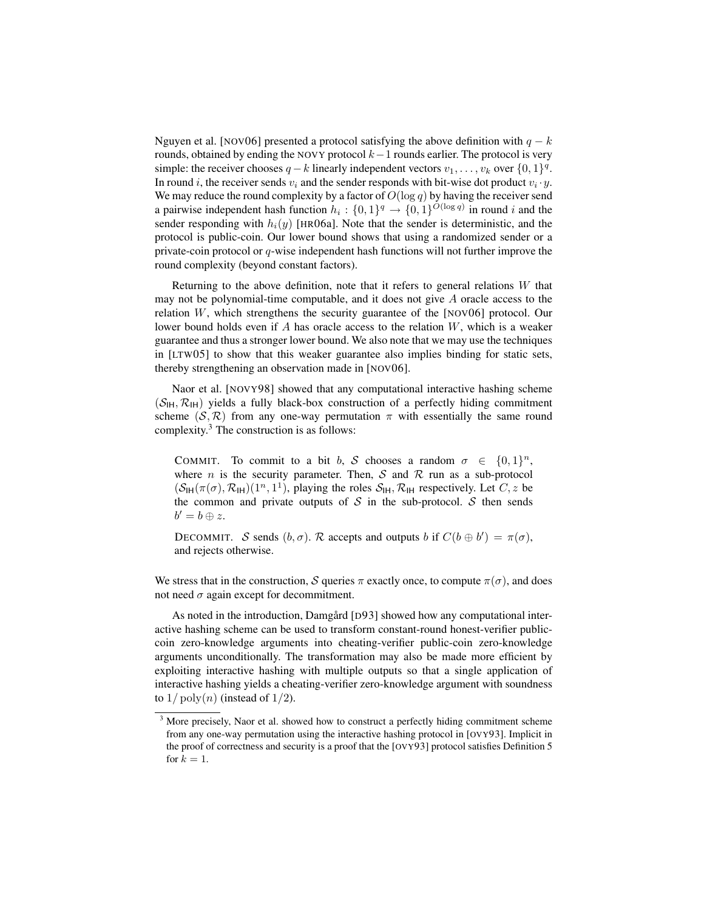Nguyen et al. [NOV06] presented a protocol satisfying the above definition with $q - k$ rounds, obtained by ending the NOVY protocol $k-1$ rounds earlier. The protocol is very simple: the receiver chooses $q-k$ linearly independent vectors $v_1, \ldots, v_k$ over $\{0,1\}^q$. In round $i$, the receiver sends $v_i$ and the sender responds with bit-wise dot product $v_i \cdot y$. We may reduce the round complexity by a factor of $O(\log q)$ by having the receiver send a pairwise independent hash function $h_i : \{0,1\}^q \to \{0,1\}^{O(\log q)}$ in round $i$ and the sender responding with $h_i(y)$ [HR06a]. Note that the sender is deterministic, and the protocol is public-coin. Our lower bound shows that using a randomized sender or a private-coin protocol or $q$-wise independent hash functions will not further improve the round complexity (beyond constant factors).

Returning to the above definition, note that it refers to general relations $W$ that may not be polynomial-time computable, and it does not give $A$ oracle access to the relation $W$, which strengthens the security guarantee of the [NOV06] protocol. Our lower bound holds even if $A$ has oracle access to the relation $W$, which is a weaker guarantee and thus a stronger lower bound. We also note that we may use the techniques in [LTW05] to show that this weaker guarantee also implies binding for static sets, thereby strengthening an observation made in [NOV06].

Naor et al. [NOVY98] showed that any computational interactive hashing scheme $(\mathcal{S}_{\mathsf{IH}}, \mathcal{R}_{\mathsf{IH}})$ yields a fully black-box construction of a perfectly hiding commitment scheme $(\mathcal{S}, \mathcal{R})$ from any one-way permutation $\pi$ with essentially the same round complexity.[3] The construction is as follows:

> COMMIT. To commit to a bit $b$, $\mathcal{S}$ chooses a random $\sigma \in \{0,1\}^n$, where $n$ is the security parameter. Then, $\mathcal{S}$ and $\mathcal{R}$ run as a sub-protocol $(\mathcal{S}_{\mathsf{IH}}(\pi(\sigma), \mathcal{R}_{\mathsf{IH}})(1^n, 1^1)$, playing the roles $\mathcal{S}_{\mathsf{IH}}, \mathcal{R}_{\mathsf{IH}}$ respectively. Let $C, z$ be the common and private outputs of $\mathcal{S}$ in the sub-protocol. $\mathcal{S}$ then sends $b' = b \oplus z$.
>
> DECOMMIT. $\mathcal{S}$ sends $(b, \sigma)$. $\mathcal{R}$ accepts and outputs $b$ if $C(b \oplus b') = \pi(\sigma)$, and rejects otherwise.

We stress that in the construction, $\mathcal{S}$ queries $\pi$ exactly once, to compute $\pi(\sigma)$, and does not need $\sigma$ again except for decommitment.

As noted in the introduction, Damgård [D93] showed how any computational interactive hashing scheme can be used to transform constant-round honest-verifier public-coin zero-knowledge arguments into cheating-verifier public-coin zero-knowledge arguments unconditionally. The transformation may also be made more efficient by exploiting interactive hashing with multiple outputs so that a single application of interactive hashing yields a cheating-verifier zero-knowledge argument with soundness to $1/\operatorname{poly}(n)$ (instead of $1/2$).

[3] More precisely, Naor et al. showed how to construct a perfectly hiding commitment scheme from any one-way permutation using the interactive hashing protocol in [OVY93]. Implicit in the proof of correctness and security is a proof that the [OVY93] protocol satisfies Definition 5 for $k = 1$.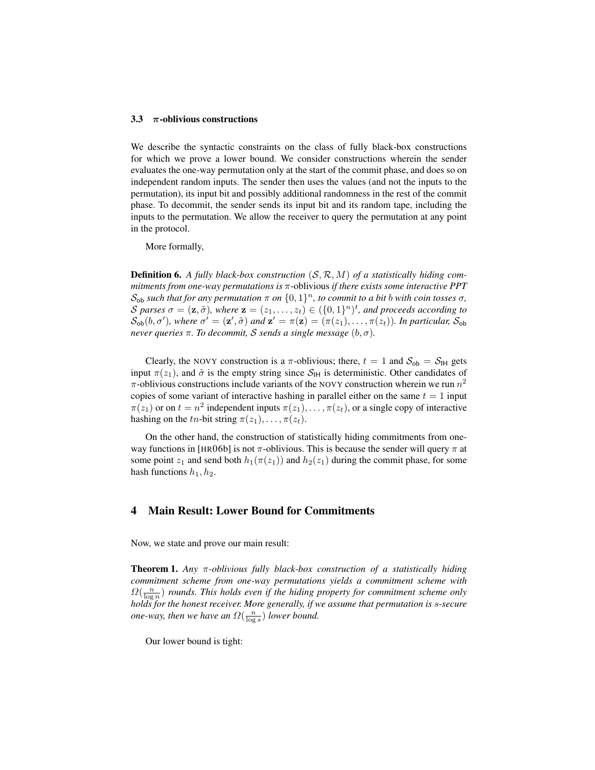### 3.3 $\pi$-oblivious constructions

We describe the syntactic constraints on the class of fully black-box constructions for which we prove a lower bound. We consider constructions wherein the sender evaluates the one-way permutation only at the start of the commit phase, and does so on independent random inputs. The sender then uses the values (and not the inputs to the permutation), its input bit and possibly additional randomness in the rest of the commit phase. To decommit, the sender sends its input bit and its random tape, including the inputs to the permutation. We allow the receiver to query the permutation at any point in the protocol.

More formally,

**Definition 6.** *A fully black-box construction $(\mathcal{S}, \mathcal{R}, M)$ of a statistically hiding commitments from one-way permutations is* $\pi$-oblivious *if there exists some interactive PPT $\mathcal{S}_{\mathsf{ob}}$ such that for any permutation $\pi$ on $\{0,1\}^n$, to commit to a bit $b$ with coin tosses $\sigma$, $\mathcal{S}$ parses $\sigma = (\mathbf{z}, \tilde{\sigma})$, where $\mathbf{z} = (z_1, \ldots, z_t) \in (\{0,1\}^n)^t$, and proceeds according to $\mathcal{S}_{\mathsf{ob}}(b, \sigma')$, where $\sigma' = (\mathbf{z}', \tilde{\sigma})$ and $\mathbf{z}' = \pi(\mathbf{z}) = (\pi(z_1), \ldots, \pi(z_t))$. In particular, $\mathcal{S}_{\mathsf{ob}}$ never queries $\pi$. To decommit, $\mathcal{S}$ sends a single message $(b, \sigma)$.*

Clearly, the NOVY construction is a $\pi$-oblivious; there, $t = 1$ and $\mathcal{S}_{\mathsf{ob}} = \mathcal{S}_{\mathsf{IH}}$ gets input $\pi(z_1)$, and $\tilde{\sigma}$ is the empty string since $\mathcal{S}_{\mathsf{IH}}$ is deterministic. Other candidates of $\pi$-oblivious constructions include variants of the NOVY construction wherein we run $n^2$ copies of some variant of interactive hashing in parallel either on the same $t = 1$ input $\pi(z_1)$ or on $t = n^2$ independent inputs $\pi(z_1), \ldots, \pi(z_t)$, or a single copy of interactive hashing on the $tn$-bit string $\pi(z_1), \ldots, \pi(z_t)$.

On the other hand, the construction of statistically hiding commitments from one-way functions in [HR06b] is not $\pi$-oblivious. This is because the sender will query $\pi$ at some point $z_1$ and send both $h_1(\pi(z_1))$ and $h_2(z_1)$ during the commit phase, for some hash functions $h_1, h_2$.

## 4 Main Result: Lower Bound for Commitments

Now, we state and prove our main result:

**Theorem 1.** *Any $\pi$-oblivious fully black-box construction of a statistically hiding commitment scheme from one-way permutations yields a commitment scheme with $\Omega(\frac{n}{\log n})$ rounds. This holds even if the hiding property for commitment scheme only holds for the honest receiver. More generally, if we assume that permutation is $s$-secure one-way, then we have an $\Omega(\frac{n}{\log s})$ lower bound.*

Our lower bound is tight: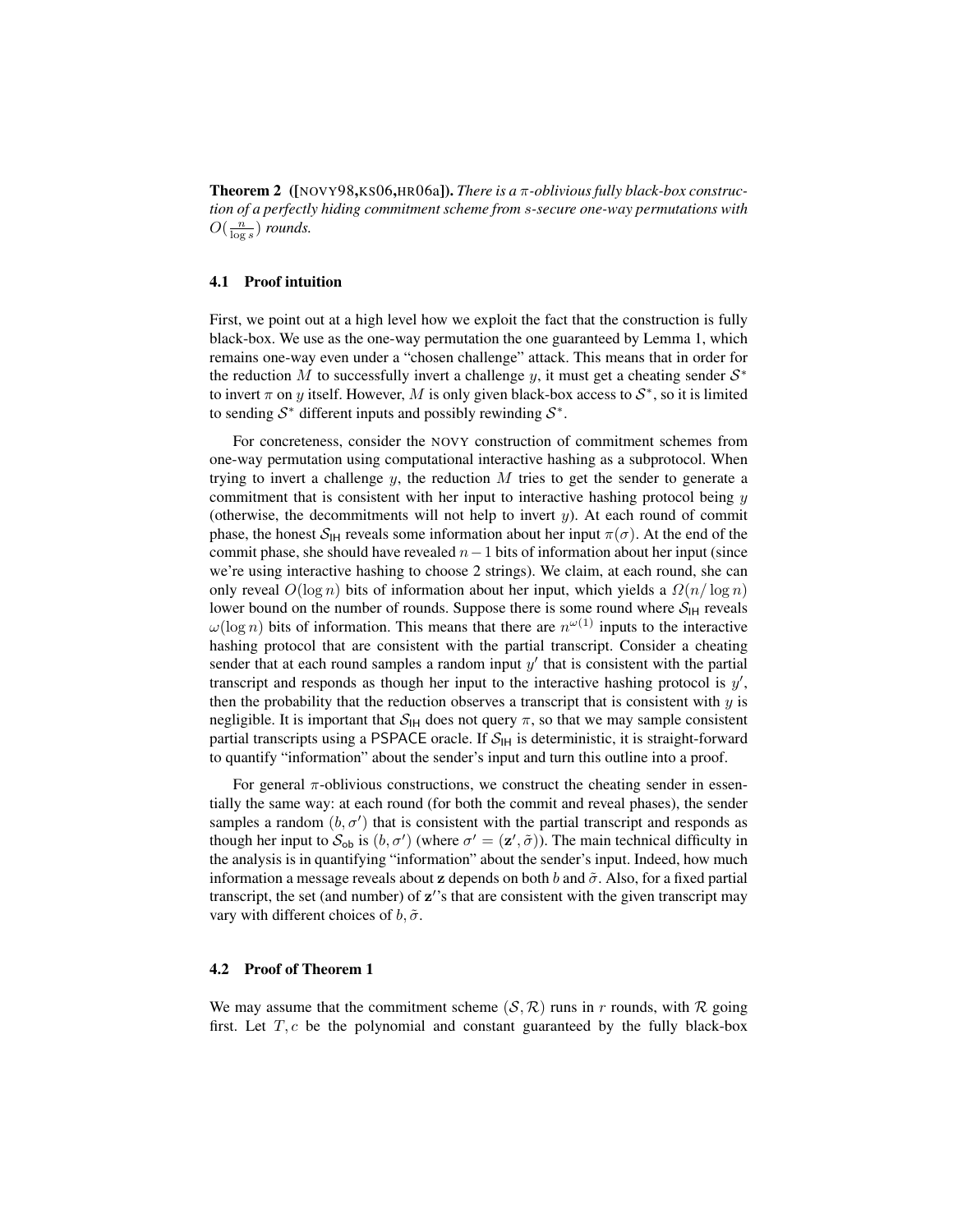**Theorem 2** **([NOVY98,KS06,HR06a]).** *There is a $\pi$-oblivious fully black-box construction of a perfectly hiding commitment scheme from $s$-secure one-way permutations with $O(\frac{n}{\log s})$ rounds.*

### 4.1 Proof intuition

First, we point out at a high level how we exploit the fact that the construction is fully black-box. We use as the one-way permutation the one guaranteed by Lemma 1, which remains one-way even under a "chosen challenge" attack. This means that in order for the reduction $M$ to successfully invert a challenge $y$, it must get a cheating sender $\mathcal{S}^*$ to invert $\pi$ on $y$ itself. However, $M$ is only given black-box access to $\mathcal{S}^*$, so it is limited to sending $\mathcal{S}^*$ different inputs and possibly rewinding $\mathcal{S}^*$.

For concreteness, consider the NOVY construction of commitment schemes from one-way permutation using computational interactive hashing as a subprotocol. When trying to invert a challenge $y$, the reduction $M$ tries to get the sender to generate a commitment that is consistent with her input to interactive hashing protocol being $y$ (otherwise, the decommitments will not help to invert $y$). At each round of commit phase, the honest $\mathcal{S}_{\mathsf{IH}}$ reveals some information about her input $\pi(\sigma)$. At the end of the commit phase, she should have revealed $n-1$ bits of information about her input (since we're using interactive hashing to choose 2 strings). We claim, at each round, she can only reveal $O(\log n)$ bits of information about her input, which yields a $\Omega(n/\log n)$ lower bound on the number of rounds. Suppose there is some round where $\mathcal{S}_{\mathsf{IH}}$ reveals $\omega(\log n)$ bits of information. This means that there are $n^{\omega(1)}$ inputs to the interactive hashing protocol that are consistent with the partial transcript. Consider a cheating sender that at each round samples a random input $y'$ that is consistent with the partial transcript and responds as though her input to the interactive hashing protocol is $y'$, then the probability that the reduction observes a transcript that is consistent with $y$ is negligible. It is important that $\mathcal{S}_{\mathsf{IH}}$ does not query $\pi$, so that we may sample consistent partial transcripts using a $\mathsf{PSPACE}$ oracle. If $\mathcal{S}_{\mathsf{IH}}$ is deterministic, it is straight-forward to quantify "information" about the sender's input and turn this outline into a proof.

For general $\pi$-oblivious constructions, we construct the cheating sender in essentially the same way: at each round (for both the commit and reveal phases), the sender samples a random $(b, \sigma')$ that is consistent with the partial transcript and responds as though her input to $\mathcal{S}_{\mathsf{ob}}$ is $(b, \sigma')$ (where $\sigma' = (\mathbf{z}', \tilde{\sigma})$). The main technical difficulty in the analysis is in quantifying "information" about the sender's input. Indeed, how much information a message reveals about $\mathbf{z}$ depends on both $b$ and $\tilde{\sigma}$. Also, for a fixed partial transcript, the set (and number) of $\mathbf{z}'$'s that are consistent with the given transcript may vary with different choices of $b, \tilde{\sigma}$.

### 4.2 Proof of Theorem 1

We may assume that the commitment scheme $(\mathcal{S}, \mathcal{R})$ runs in $r$ rounds, with $\mathcal{R}$ going first. Let $T, c$ be the polynomial and constant guaranteed by the fully black-box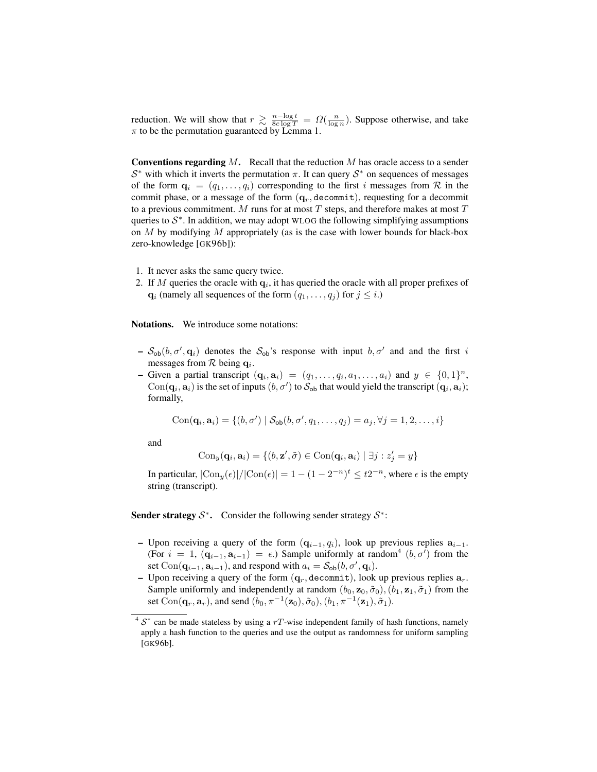reduction. We will show that $r \gtrsim \frac{n - \log t}{8c \log T} = \Omega(\frac{n}{\log n})$. Suppose otherwise, and take $\pi$ to be the permutation guaranteed by Lemma 1.

**Conventions regarding $M$.** Recall that the reduction $M$ has oracle access to a sender $\mathcal{S}^*$ with which it inverts the permutation $\pi$. It can query $\mathcal{S}^*$ on sequences of messages of the form $\mathbf{q}_i = (q_1, \ldots, q_i)$ corresponding to the first $i$ messages from $\mathcal{R}$ in the commit phase, or a message of the form $(\mathbf{q}_r, \texttt{decommit})$, requesting for a decommit to a previous commitment. $M$ runs for at most $T$ steps, and therefore makes at most $T$ queries to $\mathcal{S}^*$. In addition, we may adopt WLOG the following simplifying assumptions on $M$ by modifying $M$ appropriately (as is the case with lower bounds for black-box zero-knowledge [GK96b]):

1. It never asks the same query twice.
2. If $M$ queries the oracle with $\mathbf{q}_i$, it has queried the oracle with all proper prefixes of $\mathbf{q}_i$ (namely all sequences of the form $(q_1, \ldots, q_j)$ for $j \leq i$.)

**Notations.** We introduce some notations:

– $\mathcal{S}_{\mathsf{ob}}(b, \sigma', \mathbf{q}_i)$ denotes the $\mathcal{S}_{\mathsf{ob}}$'s response with input $b, \sigma'$ and and the first $i$ messages from $\mathcal{R}$ being $\mathbf{q}_i$.

– Given a partial transcript $(\mathbf{q}_i, \mathbf{a}_i) = (q_1, \ldots, q_i, a_1, \ldots, a_i)$ and $y \in \{0,1\}^n$, $\mathrm{Con}(\mathbf{q}_i, \mathbf{a}_i)$ is the set of inputs $(b, \sigma')$ to $\mathcal{S}_{\mathsf{ob}}$ that would yield the transcript $(\mathbf{q}_i, \mathbf{a}_i)$; formally,

$$\mathrm{Con}(\mathbf{q}_i, \mathbf{a}_i) = \{(b, \sigma') \mid \mathcal{S}_{\mathsf{ob}}(b, \sigma', q_1, \ldots, q_j) = a_j, \forall j = 1, 2, \ldots, i\}$$

and

$$\mathrm{Con}_y(\mathbf{q}_i, \mathbf{a}_i) = \{(b, \mathbf{z}', \tilde{\sigma}) \in \mathrm{Con}(\mathbf{q}_i, \mathbf{a}_i) \mid \exists j : z'_j = y\}$$

In particular, $|\mathrm{Con}_y(\epsilon)|/|\mathrm{Con}(\epsilon)| = 1 - (1 - 2^{-n})^t \leq t2^{-n}$, where $\epsilon$ is the empty string (transcript).

**Sender strategy $\mathcal{S}^*$.** Consider the following sender strategy $\mathcal{S}^*$:

– Upon receiving a query of the form $(\mathbf{q}_{i-1}, q_i)$, look up previous replies $\mathbf{a}_{i-1}$. (For $i = 1$, $(\mathbf{q}_{i-1}, \mathbf{a}_{i-1}) = \epsilon$.) Sample uniformly at random[4] $(b, \sigma')$ from the set $\mathrm{Con}(\mathbf{q}_{i-1}, \mathbf{a}_{i-1})$, and respond with $a_i = \mathcal{S}_{\mathsf{ob}}(b, \sigma', \mathbf{q}_i)$.

– Upon receiving a query of the form $(\mathbf{q}_r, \texttt{decommit})$, look up previous replies $\mathbf{a}_r$. Sample uniformly and independently at random $(b_0, \mathbf{z}_0, \tilde{\sigma}_0), (b_1, \mathbf{z}_1, \tilde{\sigma}_1)$ from the set $\mathrm{Con}(\mathbf{q}_r, \mathbf{a}_r)$, and send $(b_0, \pi^{-1}(\mathbf{z}_0), \tilde{\sigma}_0), (b_1, \pi^{-1}(\mathbf{z}_1), \tilde{\sigma}_1)$.

[4] $\mathcal{S}^*$ can be made stateless by using a $rT$-wise independent family of hash functions, namely apply a hash function to the queries and use the output as randomness for uniform sampling [GK96b].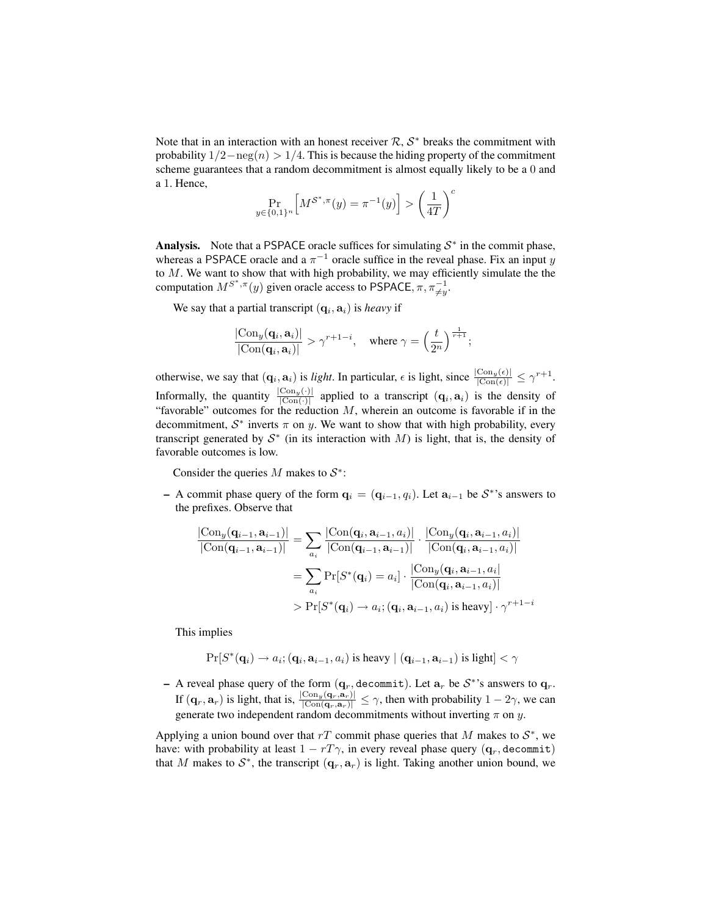Note that in an interaction with an honest receiver $\mathcal{R}$, $\mathcal{S}^*$ breaks the commitment with probability $1/2-\text{neg}(n) > 1/4$. This is because the hiding property of the commitment scheme guarantees that a random decommitment is almost equally likely to be a 0 and a 1. Hence,

$$\Pr_{y \in \{0,1\}^n}\left[M^{\mathcal{S}^*,\pi}(y) = \pi^{-1}(y)\right] > \left(\frac{1}{4T}\right)^c$$

**Analysis.** Note that a PSPACE oracle suffices for simulating $\mathcal{S}^*$ in the commit phase, whereas a PSPACE oracle and a $\pi^{-1}$ oracle suffice in the reveal phase. Fix an input $y$ to $M$. We want to show that with high probability, we may efficiently simulate the the computation $M^{\mathcal{S}^*,\pi}(y)$ given oracle access to PSPACE, $\pi, \pi^{-1}_{\neq y}$.

We say that a partial transcript $(\mathbf{q}_i, \mathbf{a}_i)$ is *heavy* if

$$\frac{|\text{Con}_y(\mathbf{q}_i, \mathbf{a}_i)|}{|\text{Con}(\mathbf{q}_i, \mathbf{a}_i)|} > \gamma^{r+1-i}, \quad \text{where } \gamma = \left(\frac{t}{2^n}\right)^{\frac{1}{r+1}};$$

otherwise, we say that $(\mathbf{q}_i, \mathbf{a}_i)$ is *light*. In particular, $\epsilon$ is light, since $\frac{|\text{Con}_y(\epsilon)|}{|\text{Con}(\epsilon)|} \leq \gamma^{r+1}$. Informally, the quantity $\frac{|\text{Con}_y(\cdot)|}{|\text{Con}(\cdot)|}$ applied to a transcript $(\mathbf{q}_i, \mathbf{a}_i)$ is the density of "favorable" outcomes for the reduction $M$, wherein an outcome is favorable if in the decommitment, $\mathcal{S}^*$ inverts $\pi$ on $y$. We want to show that with high probability, every transcript generated by $\mathcal{S}^*$ (in its interaction with $M$) is light, that is, the density of favorable outcomes is low.

Consider the queries $M$ makes to $\mathcal{S}^*$:

- A commit phase query of the form $\mathbf{q}_i = (\mathbf{q}_{i-1}, q_i)$. Let $\mathbf{a}_{i-1}$ be $\mathcal{S}^*$'s answers to the prefixes. Observe that

$$\begin{aligned}
\frac{|\text{Con}_y(\mathbf{q}_{i-1}, \mathbf{a}_{i-1})|}{|\text{Con}(\mathbf{q}_{i-1}, \mathbf{a}_{i-1})|} &= \sum_{a_i} \frac{|\text{Con}(\mathbf{q}_i, \mathbf{a}_{i-1}, a_i)|}{|\text{Con}(\mathbf{q}_{i-1}, \mathbf{a}_{i-1})|} \cdot \frac{|\text{Con}_y(\mathbf{q}_i, \mathbf{a}_{i-1}, a_i)|}{|\text{Con}(\mathbf{q}_i, \mathbf{a}_{i-1}, a_i)|} \\
&= \sum_{a_i} \Pr[S^*(\mathbf{q}_i) = a_i] \cdot \frac{|\text{Con}_y(\mathbf{q}_i, \mathbf{a}_{i-1}, a_i|}{|\text{Con}(\mathbf{q}_i, \mathbf{a}_{i-1}, a_i)|} \\
&> \Pr[S^*(\mathbf{q}_i) \to a_i; (\mathbf{q}_i, \mathbf{a}_{i-1}, a_i) \text{ is heavy}] \cdot \gamma^{r+1-i}
\end{aligned}$$

  This implies

$$\Pr[S^*(\mathbf{q}_i) \to a_i; (\mathbf{q}_i, \mathbf{a}_{i-1}, a_i) \text{ is heavy} \mid (\mathbf{q}_{i-1}, \mathbf{a}_{i-1}) \text{ is light}] < \gamma$$

- A reveal phase query of the form $(\mathbf{q}_r, \texttt{decommit})$. Let $\mathbf{a}_r$ be $\mathcal{S}^*$'s answers to $\mathbf{q}_r$. If $(\mathbf{q}_r, \mathbf{a}_r)$ is light, that is, $\frac{|\text{Con}_y(\mathbf{q}_r, \mathbf{a}_r)|}{|\text{Con}(\mathbf{q}_r, \mathbf{a}_r)|} \leq \gamma$, then with probability $1 - 2\gamma$, we can generate two independent random decommitments without inverting $\pi$ on $y$.

Applying a union bound over that $rT$ commit phase queries that $M$ makes to $\mathcal{S}^*$, we have: with probability at least $1 - rT\gamma$, in every reveal phase query $(\mathbf{q}_r, \texttt{decommit})$ that $M$ makes to $\mathcal{S}^*$, the transcript $(\mathbf{q}_r, \mathbf{a}_r)$ is light. Taking another union bound, we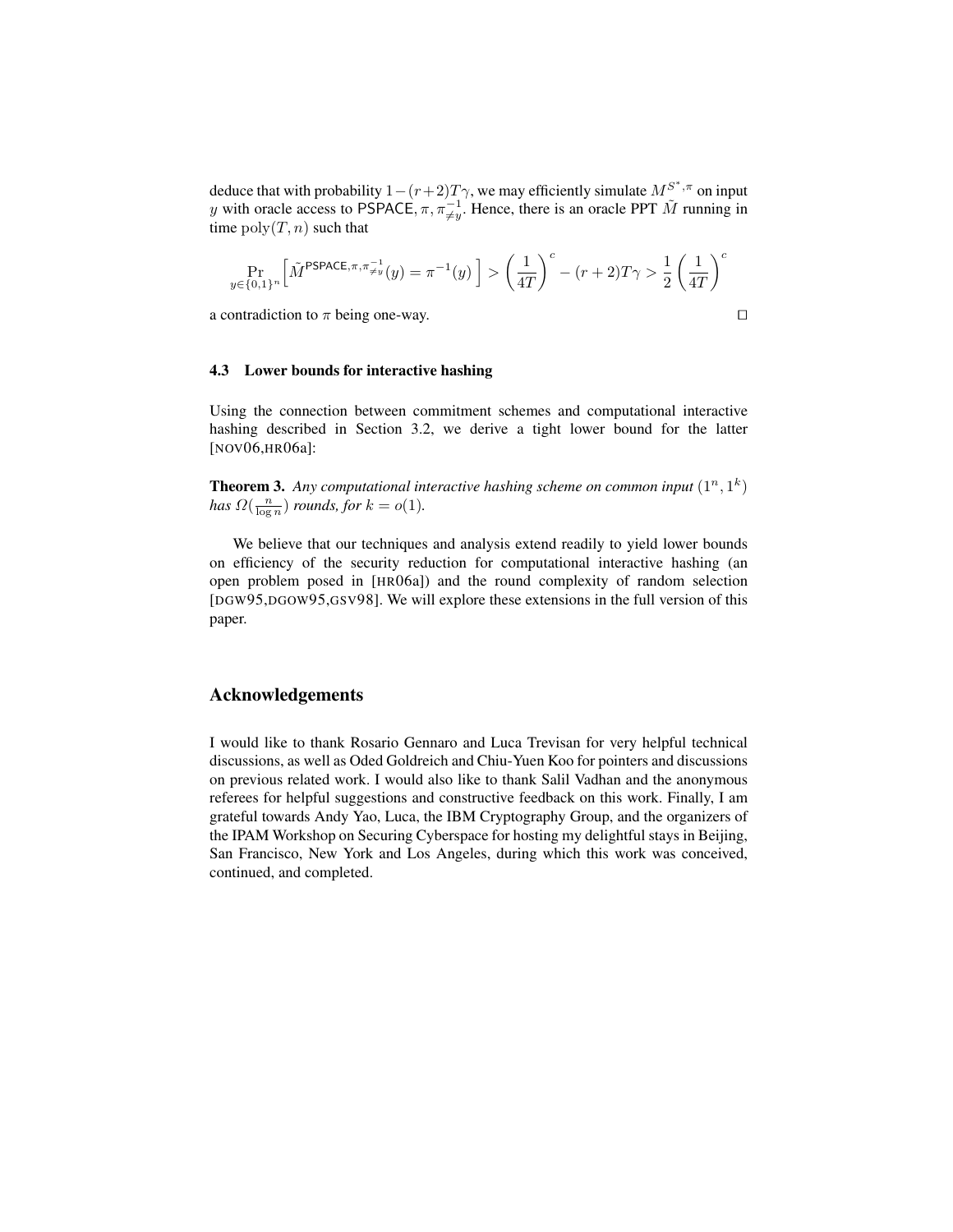deduce that with probability $1-(r+2)T\gamma$, we may efficiently simulate $M^{S^*,\pi}$ on input $y$ with oracle access to $\mathsf{PSPACE}, \pi, \pi^{-1}_{\neq y}$. Hence, there is an oracle PPT $\tilde{M}$ running in time $\mathrm{poly}(T, n)$ such that

$$\Pr_{y \in \{0,1\}^n}\left[\tilde{M}^{\mathsf{PSPACE},\pi,\pi^{-1}_{\neq y}}(y) = \pi^{-1}(y)\right] > \left(\frac{1}{4T}\right)^c - (r+2)T\gamma > \frac{1}{2}\left(\frac{1}{4T}\right)^c$$

a contradiction to $\pi$ being one-way. $\square$

### 4.3 Lower bounds for interactive hashing

Using the connection between commitment schemes and computational interactive hashing described in Section 3.2, we derive a tight lower bound for the latter [NOV06,HR06a]:

**Theorem 3.** *Any computational interactive hashing scheme on common input $(1^n, 1^k)$ has $\Omega(\frac{n}{\log n})$ rounds, for $k = o(1)$.*

We believe that our techniques and analysis extend readily to yield lower bounds on efficiency of the security reduction for computational interactive hashing (an open problem posed in [HR06a]) and the round complexity of random selection [DGW95,DGOW95,GSV98]. We will explore these extensions in the full version of this paper.

## Acknowledgements

I would like to thank Rosario Gennaro and Luca Trevisan for very helpful technical discussions, as well as Oded Goldreich and Chiu-Yuen Koo for pointers and discussions on previous related work. I would also like to thank Salil Vadhan and the anonymous referees for helpful suggestions and constructive feedback on this work. Finally, I am grateful towards Andy Yao, Luca, the IBM Cryptography Group, and the organizers of the IPAM Workshop on Securing Cyberspace for hosting my delightful stays in Beijing, San Francisco, New York and Los Angeles, during which this work was conceived, continued, and completed.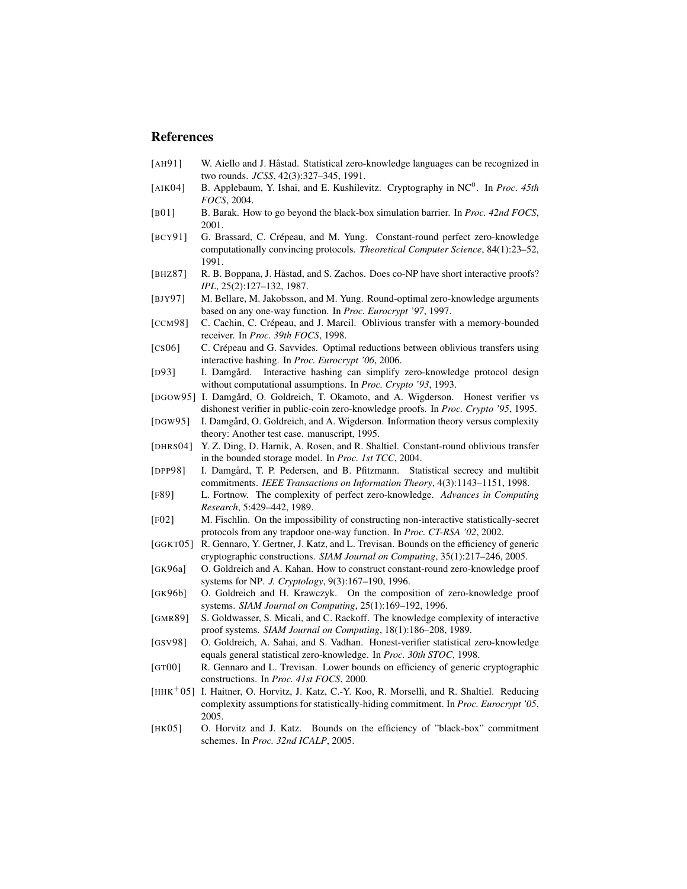## References

[AH91] W. Aiello and J. Håstad. Statistical zero-knowledge languages can be recognized in two rounds. *JCSS*, 42(3):327–345, 1991.

[AIK04] B. Applebaum, Y. Ishai, and E. Kushilevitz. Cryptography in $NC^0$. In *Proc. 45th FOCS*, 2004.

[B01] B. Barak. How to go beyond the black-box simulation barrier. In *Proc. 42nd FOCS*, 2001.

[BCY91] G. Brassard, C. Crépeau, and M. Yung. Constant-round perfect zero-knowledge computationally convincing protocols. *Theoretical Computer Science*, 84(1):23–52, 1991.

[BHZ87] R. B. Boppana, J. Håstad, and S. Zachos. Does co-NP have short interactive proofs? *IPL*, 25(2):127–132, 1987.

[BJY97] M. Bellare, M. Jakobsson, and M. Yung. Round-optimal zero-knowledge arguments based on any one-way function. In *Proc. Eurocrypt '97*, 1997.

[CCM98] C. Cachin, C. Crépeau, and J. Marcil. Oblivious transfer with a memory-bounded receiver. In *Proc. 39th FOCS*, 1998.

[CS06] C. Crépeau and G. Savvides. Optimal reductions between oblivious transfers using interactive hashing. In *Proc. Eurocrypt '06*, 2006.

[D93] I. Damgård. Interactive hashing can simplify zero-knowledge protocol design without computational assumptions. In *Proc. Crypto '93*, 1993.

[DGOW95] I. Damgård, O. Goldreich, T. Okamoto, and A. Wigderson. Honest verifier vs dishonest verifier in public-coin zero-knowledge proofs. In *Proc. Crypto '95*, 1995.

[DGW95] I. Damgård, O. Goldreich, and A. Wigderson. Information theory versus complexity theory: Another test case. manuscript, 1995.

[DHRS04] Y. Z. Ding, D. Harnik, A. Rosen, and R. Shaltiel. Constant-round oblivious transfer in the bounded storage model. In *Proc. 1st TCC*, 2004.

[DPP98] I. Damgård, T. P. Pedersen, and B. Pfitzmann. Statistical secrecy and multibit commitments. *IEEE Transactions on Information Theory*, 4(3):1143–1151, 1998.

[F89] L. Fortnow. The complexity of perfect zero-knowledge. *Advances in Computing Research*, 5:429–442, 1989.

[F02] M. Fischlin. On the impossibility of constructing non-interactive statistically-secret protocols from any trapdoor one-way function. In *Proc. CT-RSA '02*, 2002.

[GGKT05] R. Gennaro, Y. Gertner, J. Katz, and L. Trevisan. Bounds on the efficiency of generic cryptographic constructions. *SIAM Journal on Computing*, 35(1):217–246, 2005.

[GK96a] O. Goldreich and A. Kahan. How to construct constant-round zero-knowledge proof systems for NP. *J. Cryptology*, 9(3):167–190, 1996.

[GK96b] O. Goldreich and H. Krawczyk. On the composition of zero-knowledge proof systems. *SIAM Journal on Computing*, 25(1):169–192, 1996.

[GMR89] S. Goldwasser, S. Micali, and C. Rackoff. The knowledge complexity of interactive proof systems. *SIAM Journal on Computing*, 18(1):186–208, 1989.

[GSV98] O. Goldreich, A. Sahai, and S. Vadhan. Honest-verifier statistical zero-knowledge equals general statistical zero-knowledge. In *Proc. 30th STOC*, 1998.

[GT00] R. Gennaro and L. Trevisan. Lower bounds on efficiency of generic cryptographic constructions. In *Proc. 41st FOCS*, 2000.

[HHK+05] I. Haitner, O. Horvitz, J. Katz, C.-Y. Koo, R. Morselli, and R. Shaltiel. Reducing complexity assumptions for statistically-hiding commitment. In *Proc. Eurocrypt '05*, 2005.

[HK05] O. Horvitz and J. Katz. Bounds on the efficiency of "black-box" commitment schemes. In *Proc. 32nd ICALP*, 2005.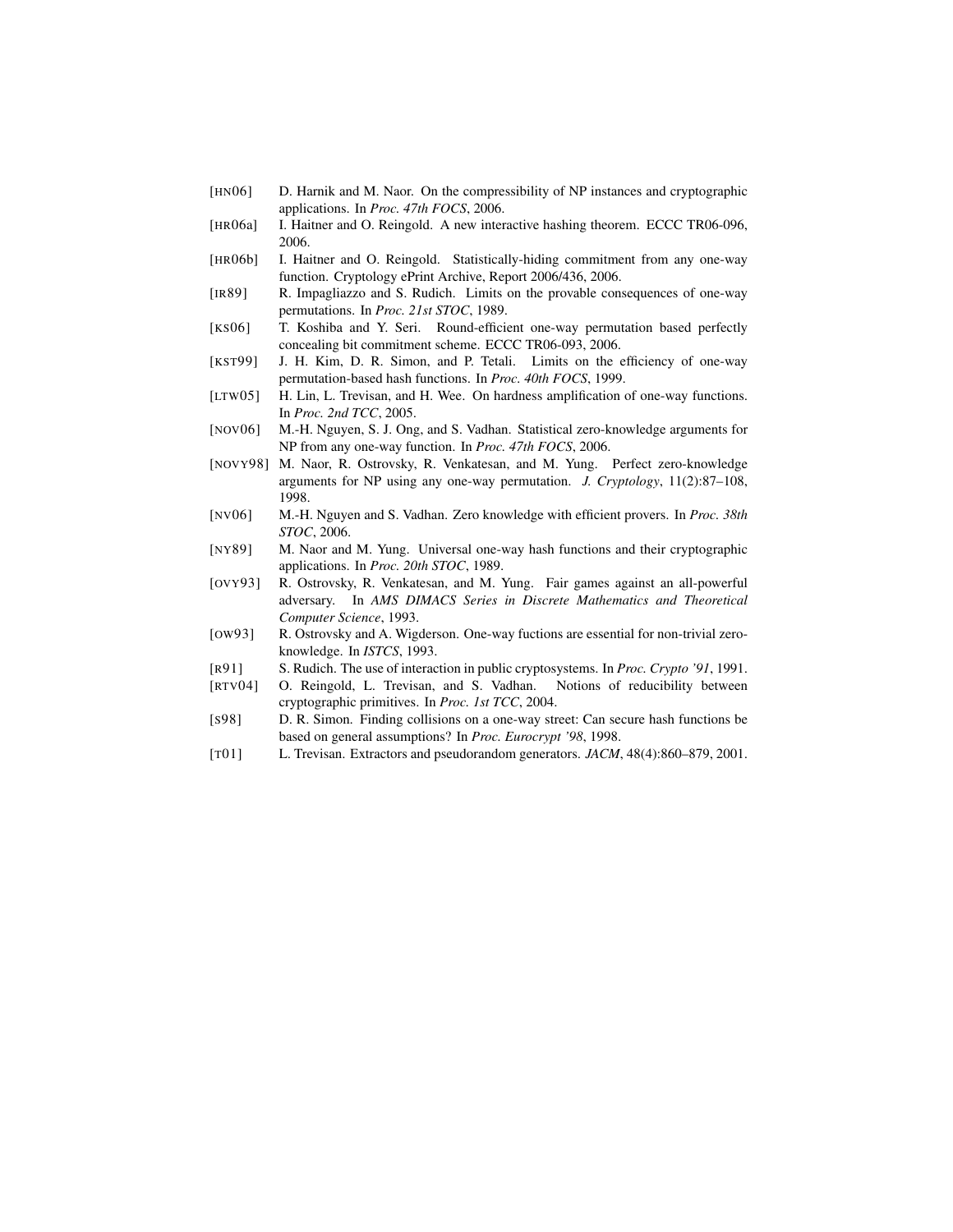[HN06] D. Harnik and M. Naor. On the compressibility of NP instances and cryptographic applications. In *Proc. 47th FOCS*, 2006.

[HR06a] I. Haitner and O. Reingold. A new interactive hashing theorem. ECCC TR06-096, 2006.

[HR06b] I. Haitner and O. Reingold. Statistically-hiding commitment from any one-way function. Cryptology ePrint Archive, Report 2006/436, 2006.

[IR89] R. Impagliazzo and S. Rudich. Limits on the provable consequences of one-way permutations. In *Proc. 21st STOC*, 1989.

[KS06] T. Koshiba and Y. Seri. Round-efficient one-way permutation based perfectly concealing bit commitment scheme. ECCC TR06-093, 2006.

[KST99] J. H. Kim, D. R. Simon, and P. Tetali. Limits on the efficiency of one-way permutation-based hash functions. In *Proc. 40th FOCS*, 1999.

[LTW05] H. Lin, L. Trevisan, and H. Wee. On hardness amplification of one-way functions. In *Proc. 2nd TCC*, 2005.

[NOV06] M.-H. Nguyen, S. J. Ong, and S. Vadhan. Statistical zero-knowledge arguments for NP from any one-way function. In *Proc. 47th FOCS*, 2006.

[NOVY98] M. Naor, R. Ostrovsky, R. Venkatesan, and M. Yung. Perfect zero-knowledge arguments for NP using any one-way permutation. *J. Cryptology*, 11(2):87–108, 1998.

[NV06] M.-H. Nguyen and S. Vadhan. Zero knowledge with efficient provers. In *Proc. 38th STOC*, 2006.

[NY89] M. Naor and M. Yung. Universal one-way hash functions and their cryptographic applications. In *Proc. 20th STOC*, 1989.

[OVY93] R. Ostrovsky, R. Venkatesan, and M. Yung. Fair games against an all-powerful adversary. In *AMS DIMACS Series in Discrete Mathematics and Theoretical Computer Science*, 1993.

[OW93] R. Ostrovsky and A. Wigderson. One-way fuctions are essential for non-trivial zero-knowledge. In *ISTCS*, 1993.

[R91] S. Rudich. The use of interaction in public cryptosystems. In *Proc. Crypto '91*, 1991.

[RTV04] O. Reingold, L. Trevisan, and S. Vadhan. Notions of reducibility between cryptographic primitives. In *Proc. 1st TCC*, 2004.

[S98] D. R. Simon. Finding collisions on a one-way street: Can secure hash functions be based on general assumptions? In *Proc. Eurocrypt '98*, 1998.

[T01] L. Trevisan. Extractors and pseudorandom generators. *JACM*, 48(4):860–879, 2001.